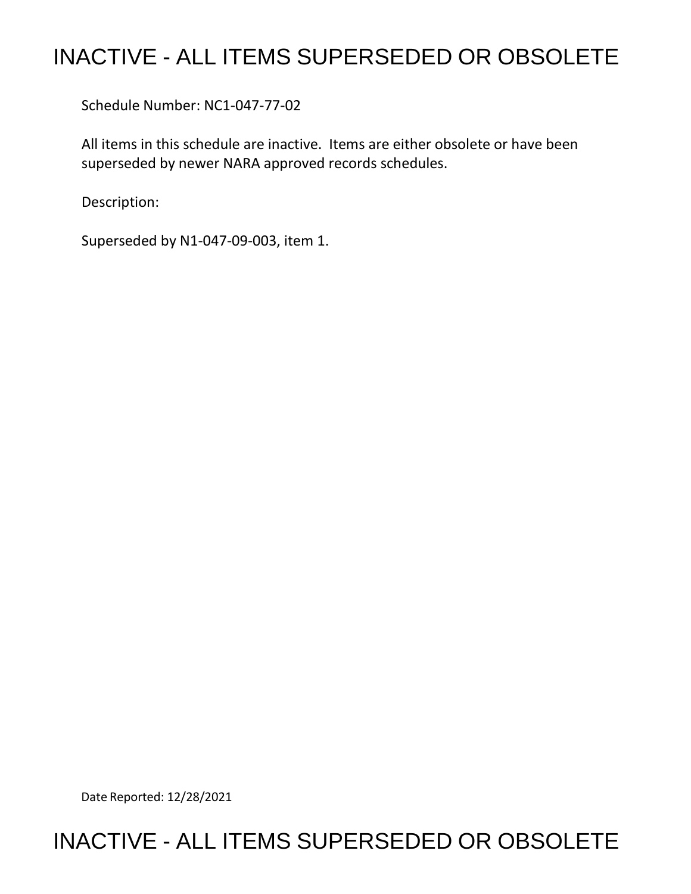# INACTIVE - ALL ITEMS SUPERSEDED OR OBSOLETE

Schedule Number: NC1-047-77-02

All items in this schedule are inactive. Items are either obsolete or have been superseded by newer NARA approved records schedules.

Description:

Superseded by N1-047-09-003, item 1.

Date Reported: 12/28/2021

# INACTIVE - ALL ITEMS SUPERSEDED OR OBSOLETE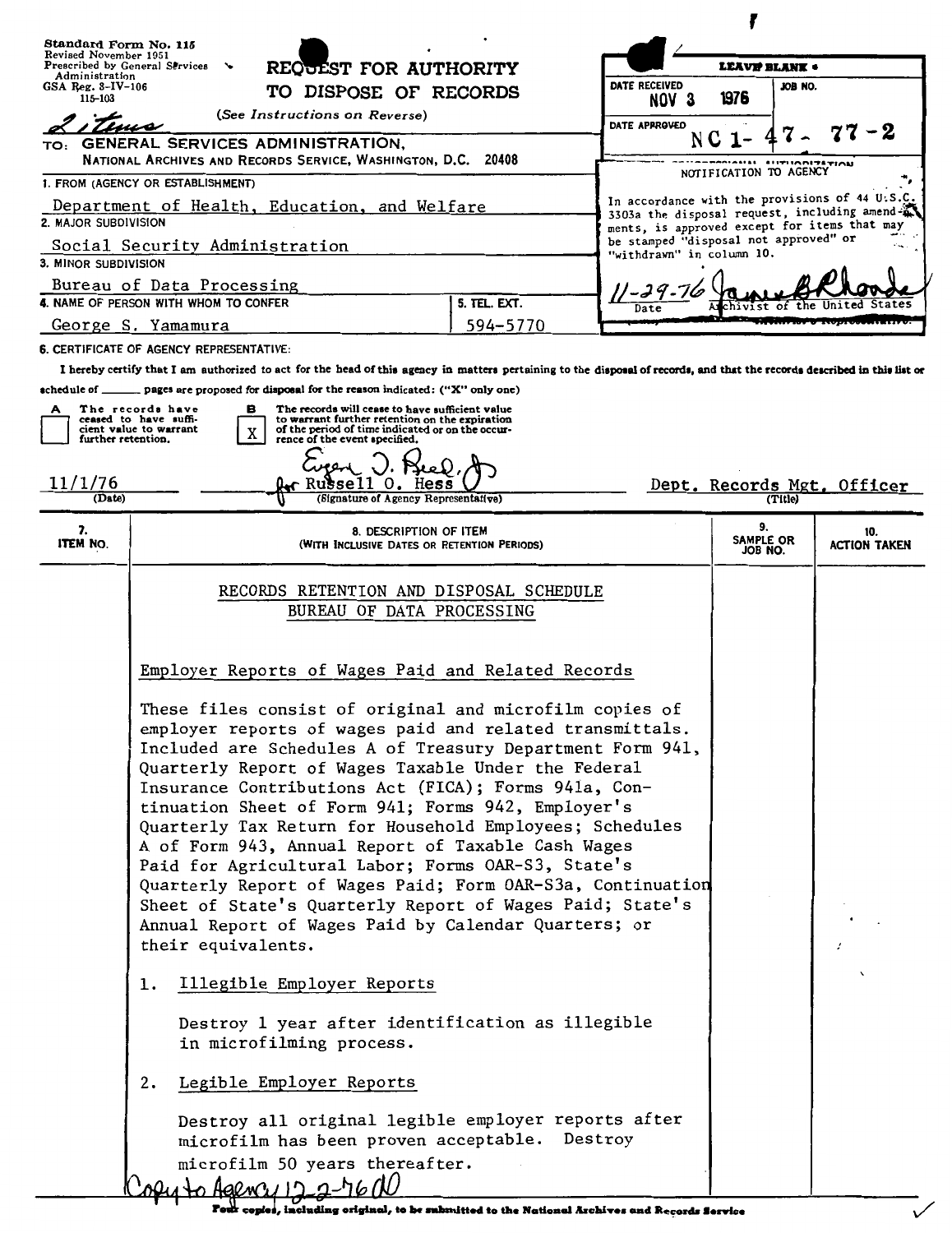Standard Form No. 115
Revised November 1951
Prescribed by General Services Administration
GSA Reg. 3-IV-106
115-103

2 items

# REQUEST FOR AUTHORITY TO DISPOSE OF RECORDS

(See Instructions on Reverse)

LEAVE BLANK

DATE RECEIVED: NOV 3 1976

JOB NO.

DATE APPROVED: NC1-47-77-2

NOTIFICATION TO AGENCY

In accordance with the provisions of 44 U.S.C. 3303a the disposal request, including amendments, is approved except for items that may be stamped "disposal not approved" or "withdrawn" in column 10.

11-29-76 — Date — Archivist of the United States

TO: GENERAL SERVICES ADMINISTRATION, NATIONAL ARCHIVES AND RECORDS SERVICE, WASHINGTON, D.C. 20408

1. FROM (AGENCY OR ESTABLISHMENT)
Department of Health, Education, and Welfare

2. MAJOR SUBDIVISION
Social Security Administration

3. MINOR SUBDIVISION
Bureau of Data Processing

4. NAME OF PERSON WITH WHOM TO CONFER
George S. Yamamura

5. TEL. EXT.
594-5770

6. CERTIFICATE OF AGENCY REPRESENTATIVE:

I hereby certify that I am authorized to act for the head of this agency in matters pertaining to the disposal of records, and that the records described in this list or schedule of ______ pages are proposed for disposal for the reason indicated: ("X" only one)

- [ ] A The records have ceased to have sufficient value to warrant further retention.
- [X] B The records will cease to have sufficient value to warrant further retention on the expiration of the period of time indicated or on the occurrence of the event specified.

11/1/76 (Date) — for Russell O. Hess (Signature of Agency Representative) — Dept. Records Mgt. Officer (Title)

| 7. ITEM NO. | 8. DESCRIPTION OF ITEM (WITH INCLUSIVE DATES OR RETENTION PERIODS) | 9. SAMPLE OR JOB NO. | 10. ACTION TAKEN |
|---|---|---|---|

RECORDS RETENTION AND DISPOSAL SCHEDULE
BUREAU OF DATA PROCESSING

Employer Reports of Wages Paid and Related Records

These files consist of original and microfilm copies of employer reports of wages paid and related transmittals. Included are Schedules A of Treasury Department Form 941, Quarterly Report of Wages Taxable Under the Federal Insurance Contributions Act (FICA); Forms 941a, Continuation Sheet of Form 941; Forms 942, Employer's Quarterly Tax Return for Household Employees; Schedules A of Form 943, Annual Report of Taxable Cash Wages Paid for Agricultural Labor; Forms OAR-S3, State's Quarterly Report of Wages Paid; Form OAR-S3a, Continuation Sheet of State's Quarterly Report of Wages Paid; State's Annual Report of Wages Paid by Calendar Quarters; or their equivalents.

1. Illegible Employer Reports

   Destroy 1 year after identification as illegible in microfilming process.

2. Legible Employer Reports

   Destroy all original legible employer reports after microfilm has been proven acceptable. Destroy microfilm 50 years thereafter.

Copy to Agency 12-2-76 (initials)

Four copies, including original, to be submitted to the National Archives and Records Service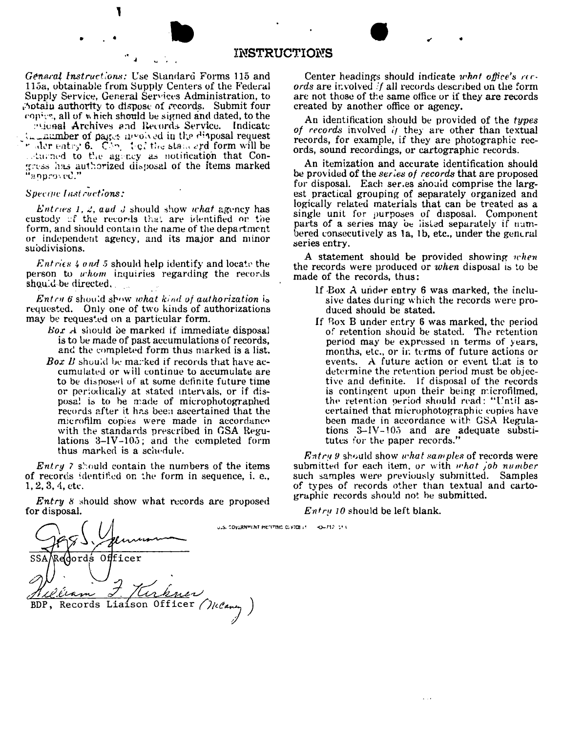# INSTRUCTIONS

*General Instructions:* Use Standard Forms 115 and 115a, obtainable from Supply Centers of the Federal Supply Service, General Services Administration, to obtain authority to dispose of records. Submit four copies, all of which should be signed and dated, to the National Archives and Records Service. Indicate the number of pages involved in the disposal request under entry 6. One copy of the standard form will be returned to the agency as notification that Congress has authorized disposal of the items marked "approved."

*Specific Instructions:*

*Entries 1, 2, and 3* should show *what* agency has custody of the records that are identified on the form, and should contain the name of the department or independent agency, and its major and minor subdivisions.

*Entries 4 and 5* should help identify and locate the person to *whom* inquiries regarding the records should be directed.

*Entry 6* should show *what kind of authorization* is requested. Only one of two kinds of authorizations may be requested on a particular form.

- *Box A* should be marked if immediate disposal is to be made of past accumulations of records, and the completed form thus marked is a list.
- *Box B* should be marked if records that have accumulated or will continue to accumulate are to be disposed of at some definite future time or periodically at stated intervals, or if disposal is to be made of microphotographed records after it has been ascertained that the microfilm copies were made in accordance with the standards prescribed in GSA Regulations 3–IV–105; and the completed form thus marked is a schedule.

*Entry 7* should contain the numbers of the items of records identified on the form in sequence, i. e., 1, 2, 3, 4, etc.

*Entry 8* should show what records are proposed for disposal.

Center headings should indicate *what office's records* are involved *if* all records described on the form are not those of the same office or if they are records created by another office or agency.

An identification should be provided of the *types of records* involved *if* they are other than textual records, for example, if they are photographic records, sound recordings, or cartographic records.

An itemization and accurate identification should be provided of the *series of records* that are proposed for disposal. Each series should comprise the largest practical grouping of separately organized and logically related materials that can be treated as a single unit for purposes of disposal. Component parts of a series may be listed separately if numbered consecutively as 1a, 1b, etc., under the general series entry.

A statement should be provided showing *when* the records were produced or *when* disposal is to be made of the records, thus:

- If Box A under entry 6 was marked, the inclusive dates during which the records were produced should be stated.
- If Box B under entry 6 was marked, the period of retention should be stated. The retention period may be expressed in terms of years, months, etc., or in terms of future actions or events. A future action or event that is to determine the retention period must be objective and definite. If disposal of the records is contingent upon their being microfilmed, the retention period should read: "Until ascertained that microphotographic copies have been made in accordance with GSA Regulations 3–IV–105 and are adequate substitutes for the paper records."

*Entry 9* should show *what samples* of records were submitted for each item, or with *what job number* such samples were previously submitted. Samples of types of records other than textual and cartographic records should not be submitted.

*Entry 10* should be left blank.

U.S. GOVERNMENT PRINTING OFFICE

SSA Records Officer

BDP, Records Liaison Officer (McCaney)